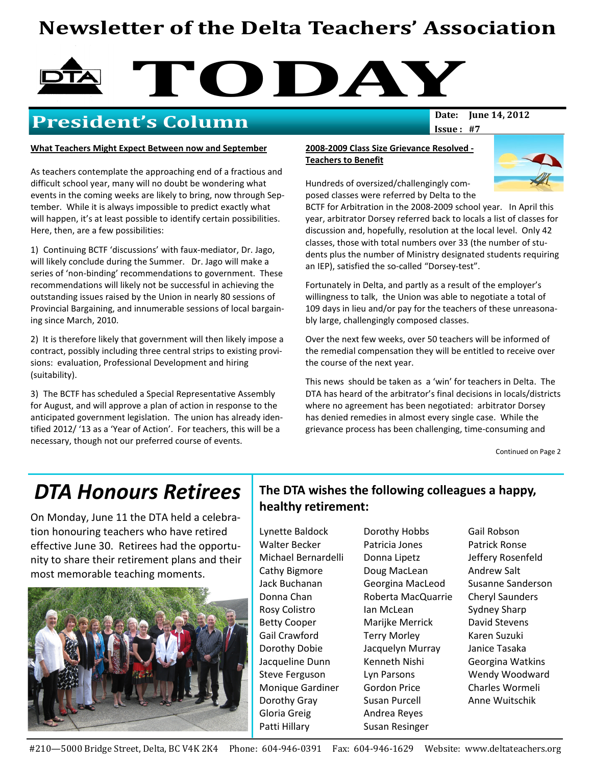# Newsletter of the Delta Teachers' Association

# TODAY

## President's Column

**Date: June 14, 2012**
**Issue: #7**

**What Teachers Might Expect Between now and September**

As teachers contemplate the approaching end of a fractious and difficult school year, many will no doubt be wondering what events in the coming weeks are likely to bring, now through September. While it is always impossible to predict exactly what will happen, it's at least possible to identify certain possibilities. Here, then, are a few possibilities:

1) Continuing BCTF 'discussions' with faux-mediator, Dr. Jago, will likely conclude during the Summer. Dr. Jago will make a series of 'non-binding' recommendations to government. These recommendations will likely not be successful in achieving the outstanding issues raised by the Union in nearly 80 sessions of Provincial Bargaining, and innumerable sessions of local bargaining since March, 2010.

2) It is therefore likely that government will then likely impose a contract, possibly including three central strips to existing provisions: evaluation, Professional Development and hiring (suitability).

3) The BCTF has scheduled a Special Representative Assembly for August, and will approve a plan of action in response to the anticipated government legislation. The union has already identified 2012/ '13 as a 'Year of Action'. For teachers, this will be a necessary, though not our preferred course of events.

**2008-2009 Class Size Grievance Resolved - Teachers to Benefit**

Hundreds of oversized/challengingly composed classes were referred by Delta to the BCTF for Arbitration in the 2008-2009 school year. In April this year, arbitrator Dorsey referred back to locals a list of classes for discussion and, hopefully, resolution at the local level. Only 42 classes, those with total numbers over 33 (the number of students plus the number of Ministry designated students requiring an IEP), satisfied the so-called "Dorsey-test".

Fortunately in Delta, and partly as a result of the employer's willingness to talk, the Union was able to negotiate a total of 109 days in lieu and/or pay for the teachers of these unreasonably large, challengingly composed classes.

Over the next few weeks, over 50 teachers will be informed of the remedial compensation they will be entitled to receive over the course of the next year.

This news should be taken as a 'win' for teachers in Delta. The DTA has heard of the arbitrator's final decisions in locals/districts where no agreement has been negotiated: arbitrator Dorsey has denied remedies in almost every single case. While the grievance process has been challenging, time-consuming and

Continued on Page 2

## *DTA Honours Retirees*

On Monday, June 11 the DTA held a celebration honouring teachers who have retired effective June 30. Retirees had the opportunity to share their retirement plans and their most memorable teaching moments.

### The DTA wishes the following colleagues a happy, healthy retirement:

Lynette Baldock
Walter Becker
Michael Bernardelli
Cathy Bigmore
Jack Buchanan
Donna Chan
Rosy Colistro
Betty Cooper
Gail Crawford
Dorothy Dobie
Jacqueline Dunn
Steve Ferguson
Monique Gardiner
Dorothy Gray
Gloria Greig
Patti Hillary
Dorothy Hobbs
Patricia Jones
Donna Lipetz
Doug MacLean
Georgina MacLeod
Roberta MacQuarrie
Ian McLean
Marijke Merrick
Terry Morley
Jacquelyn Murray
Kenneth Nishi
Lyn Parsons
Gordon Price
Susan Purcell
Andrea Reyes
Susan Resinger
Gail Robson
Patrick Ronse
Jeffery Rosenfeld
Andrew Salt
Susanne Sanderson
Cheryl Saunders
Sydney Sharp
David Stevens
Karen Suzuki
Janice Tasaka
Georgina Watkins
Wendy Woodward
Charles Wormeli
Anne Wuitschik

#210—5000 Bridge Street, Delta, BC V4K 2K4 Phone: 604-946-0391 Fax: 604-946-1629 Website: www.deltateachers.org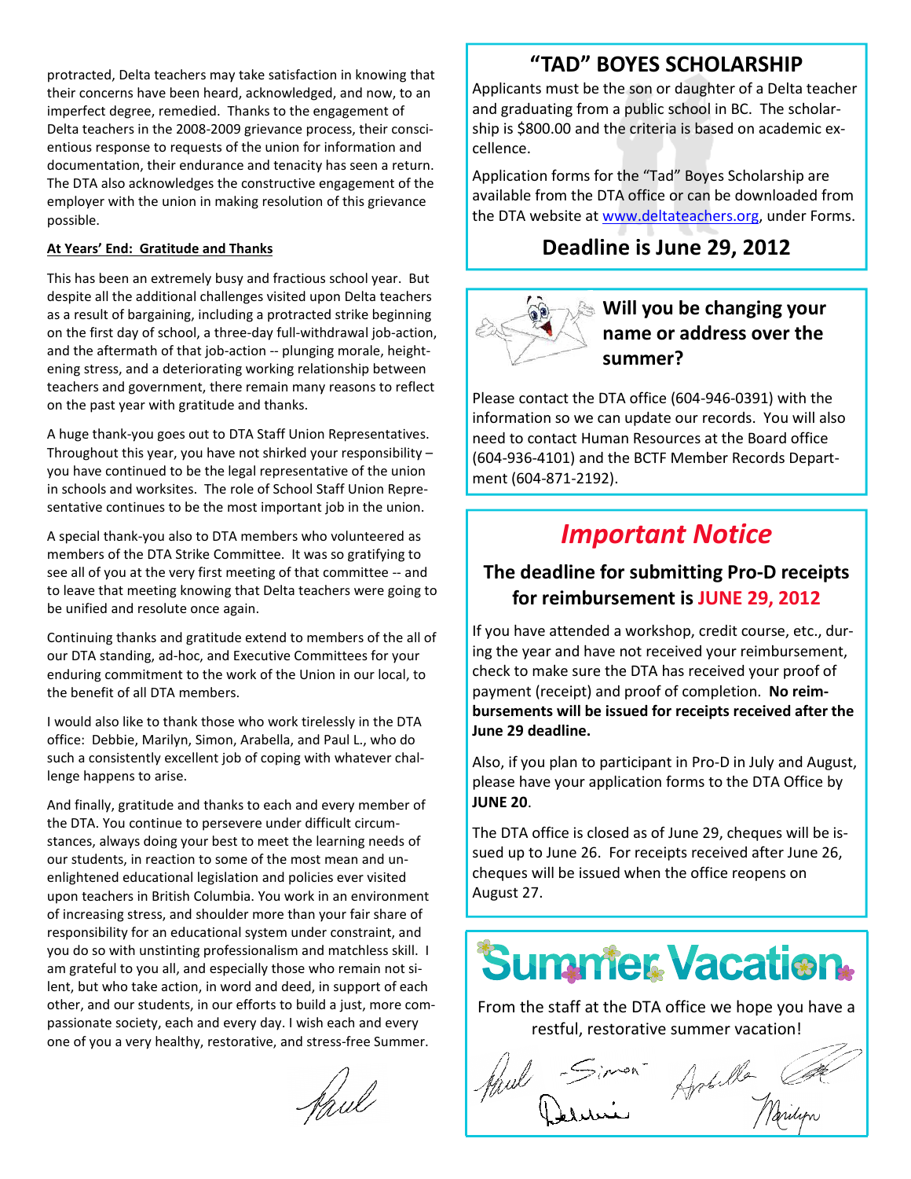protracted, Delta teachers may take satisfaction in knowing that their concerns have been heard, acknowledged, and now, to an imperfect degree, remedied. Thanks to the engagement of Delta teachers in the 2008-2009 grievance process, their conscientious response to requests of the union for information and documentation, their endurance and tenacity has seen a return. The DTA also acknowledges the constructive engagement of the employer with the union in making resolution of this grievance possible.

**At Years' End: Gratitude and Thanks**

This has been an extremely busy and fractious school year. But despite all the additional challenges visited upon Delta teachers as a result of bargaining, including a protracted strike beginning on the first day of school, a three-day full-withdrawal job-action, and the aftermath of that job-action -- plunging morale, heightening stress, and a deteriorating working relationship between teachers and government, there remain many reasons to reflect on the past year with gratitude and thanks.

A huge thank-you goes out to DTA Staff Union Representatives. Throughout this year, you have not shirked your responsibility – you have continued to be the legal representative of the union in schools and worksites. The role of School Staff Union Representative continues to be the most important job in the union.

A special thank-you also to DTA members who volunteered as members of the DTA Strike Committee. It was so gratifying to see all of you at the very first meeting of that committee -- and to leave that meeting knowing that Delta teachers were going to be unified and resolute once again.

Continuing thanks and gratitude extend to members of the all of our DTA standing, ad-hoc, and Executive Committees for your enduring commitment to the work of the Union in our local, to the benefit of all DTA members.

I would also like to thank those who work tirelessly in the DTA office: Debbie, Marilyn, Simon, Arabella, and Paul L., who do such a consistently excellent job of coping with whatever challenge happens to arise.

And finally, gratitude and thanks to each and every member of the DTA. You continue to persevere under difficult circumstances, always doing your best to meet the learning needs of our students, in reaction to some of the most mean and unenlightened educational legislation and policies ever visited upon teachers in British Columbia. You work in an environment of increasing stress, and shoulder more than your fair share of responsibility for an educational system under constraint, and you do so with unstinting professionalism and matchless skill. I am grateful to you all, and especially those who remain not silent, but who take action, in word and deed, in support of each other, and our students, in our efforts to build a just, more compassionate society, each and every day. I wish each and every one of you a very healthy, restorative, and stress-free Summer.

Paul

## "TAD" BOYES SCHOLARSHIP

Applicants must be the son or daughter of a Delta teacher and graduating from a public school in BC. The scholarship is $800.00 and the criteria is based on academic excellence.

Application forms for the "Tad" Boyes Scholarship are available from the DTA office or can be downloaded from the DTA website at www.deltateachers.org, under Forms.

### Deadline is June 29, 2012

### Will you be changing your name or address over the summer?

Please contact the DTA office (604-946-0391) with the information so we can update our records. You will also need to contact Human Resources at the Board office (604-936-4101) and the BCTF Member Records Department (604-871-2192).

## *Important Notice*

### The deadline for submitting Pro-D receipts for reimbursement is JUNE 29, 2012

If you have attended a workshop, credit course, etc., during the year and have not received your reimbursement, check to make sure the DTA has received your proof of payment (receipt) and proof of completion. **No reimbursements will be issued for receipts received after the June 29 deadline.**

Also, if you plan to participant in Pro-D in July and August, please have your application forms to the DTA Office by **JUNE 20**.

The DTA office is closed as of June 29, cheques will be issued up to June 26. For receipts received after June 26, cheques will be issued when the office reopens on August 27.

## Summer Vacation

From the staff at the DTA office we hope you have a restful, restorative summer vacation!

Paul Simon Arabella Debbie Marilyn